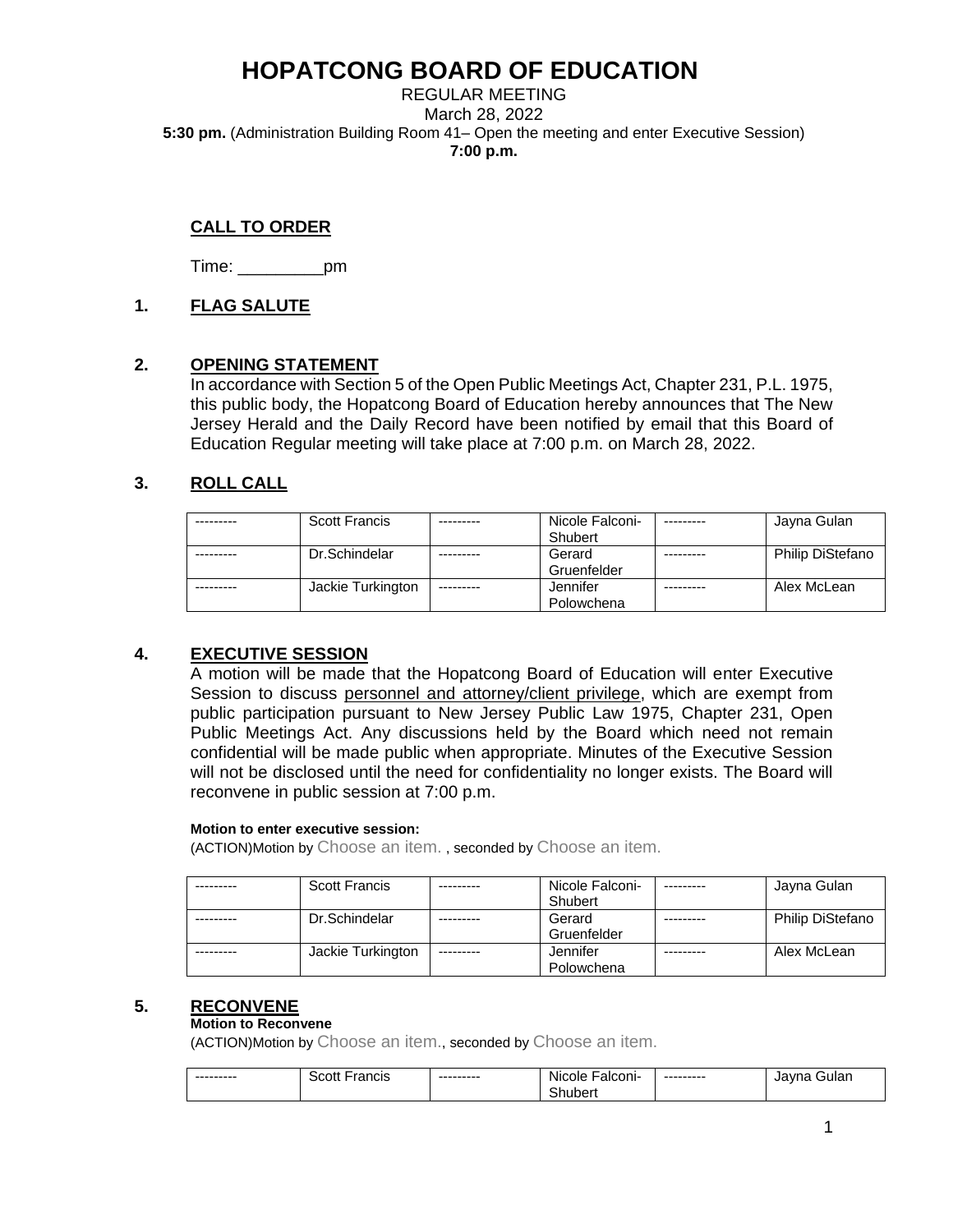# HOPATCONG BOARD OF EDUCATION

REGULAR MEETING
March 28, 2022
**5:30 pm.** (Administration Building Room 41– Open the meeting and enter Executive Session)
**7:00 p.m.**

## CALL TO ORDER

Time: _________pm

## 1. FLAG SALUTE

## 2. OPENING STATEMENT

In accordance with Section 5 of the Open Public Meetings Act, Chapter 231, P.L. 1975, this public body, the Hopatcong Board of Education hereby announces that The New Jersey Herald and the Daily Record have been notified by email that this Board of Education Regular meeting will take place at 7:00 p.m. on March 28, 2022.

## 3. ROLL CALL

| --------- | Scott Francis | --------- | Nicole Falconi-Shubert | --------- | Jayna Gulan |
|---|---|---|---|---|---|
| --------- | Dr.Schindelar | --------- | Gerard Gruenfelder | --------- | Philip DiStefano |
| --------- | Jackie Turkington | --------- | Jennifer Polowchena | --------- | Alex McLean |

## 4. EXECUTIVE SESSION

A motion will be made that the Hopatcong Board of Education will enter Executive Session to discuss personnel and attorney/client privilege, which are exempt from public participation pursuant to New Jersey Public Law 1975, Chapter 231, Open Public Meetings Act. Any discussions held by the Board which need not remain confidential will be made public when appropriate. Minutes of the Executive Session will not be disclosed until the need for confidentiality no longer exists. The Board will reconvene in public session at 7:00 p.m.

**Motion to enter executive session:**
(ACTION)Motion by Choose an item. , seconded by Choose an item.

| --------- | Scott Francis | --------- | Nicole Falconi-Shubert | --------- | Jayna Gulan |
|---|---|---|---|---|---|
| --------- | Dr.Schindelar | --------- | Gerard Gruenfelder | --------- | Philip DiStefano |
| --------- | Jackie Turkington | --------- | Jennifer Polowchena | --------- | Alex McLean |

## 5. RECONVENE

**Motion to Reconvene**
(ACTION)Motion by Choose an item., seconded by Choose an item.

| --------- | Scott Francis | --------- | Nicole Falconi-Shubert | --------- | Jayna Gulan |
|---|---|---|---|---|---|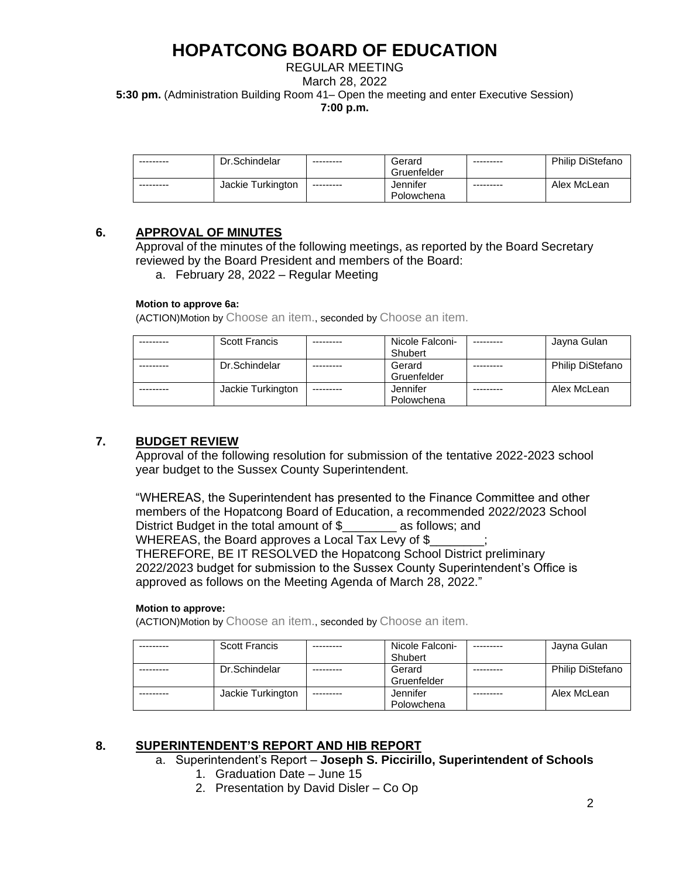# HOPATCONG BOARD OF EDUCATION

REGULAR MEETING
March 28, 2022
**5:30 pm.** (Administration Building Room 41– Open the meeting and enter Executive Session)
**7:00 p.m.**

| --------- | Dr.Schindelar | --------- | Gerard Gruenfelder | --------- | Philip DiStefano |
|---|---|---|---|---|---|
| --------- | Jackie Turkington | --------- | Jennifer Polowchena | --------- | Alex McLean |

## 6. APPROVAL OF MINUTES

Approval of the minutes of the following meetings, as reported by the Board Secretary reviewed by the Board President and members of the Board:

a. February 28, 2022 – Regular Meeting

**Motion to approve 6a:**
(ACTION)Motion by Choose an item., seconded by Choose an item.

| --------- | Scott Francis | --------- | Nicole Falconi-Shubert | --------- | Jayna Gulan |
|---|---|---|---|---|---|
| --------- | Dr.Schindelar | --------- | Gerard Gruenfelder | --------- | Philip DiStefano |
| --------- | Jackie Turkington | --------- | Jennifer Polowchena | --------- | Alex McLean |

## 7. BUDGET REVIEW

Approval of the following resolution for submission of the tentative 2022-2023 school year budget to the Sussex County Superintendent.

"WHEREAS, the Superintendent has presented to the Finance Committee and other members of the Hopatcong Board of Education, a recommended 2022/2023 School District Budget in the total amount of $________ as follows; and
WHEREAS, the Board approves a Local Tax Levy of $________;
THEREFORE, BE IT RESOLVED the Hopatcong School District preliminary 2022/2023 budget for submission to the Sussex County Superintendent's Office is approved as follows on the Meeting Agenda of March 28, 2022."

**Motion to approve:**
(ACTION)Motion by Choose an item., seconded by Choose an item.

| --------- | Scott Francis | --------- | Nicole Falconi-Shubert | --------- | Jayna Gulan |
|---|---|---|---|---|---|
| --------- | Dr.Schindelar | --------- | Gerard Gruenfelder | --------- | Philip DiStefano |
| --------- | Jackie Turkington | --------- | Jennifer Polowchena | --------- | Alex McLean |

## 8. SUPERINTENDENT'S REPORT AND HIB REPORT

a. Superintendent's Report – **Joseph S. Piccirillo, Superintendent of Schools**
   1. Graduation Date – June 15
   2. Presentation by David Disler – Co Op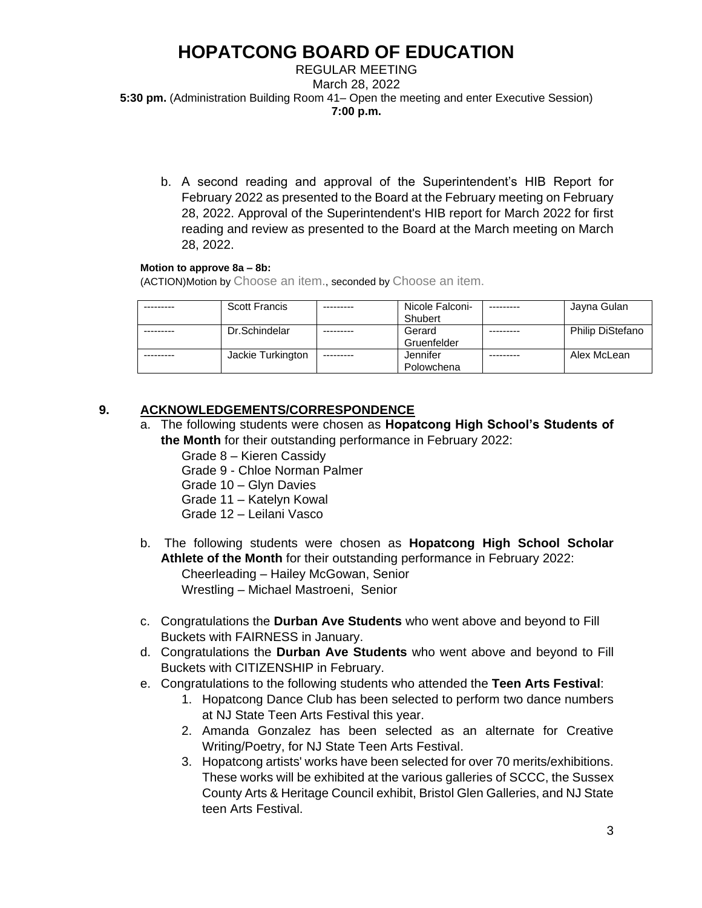# HOPATCONG BOARD OF EDUCATION

REGULAR MEETING
March 28, 2022
**5:30 pm.** (Administration Building Room 41– Open the meeting and enter Executive Session)
**7:00 p.m.**

b. A second reading and approval of the Superintendent's HIB Report for February 2022 as presented to the Board at the February meeting on February 28, 2022. Approval of the Superintendent's HIB report for March 2022 for first reading and review as presented to the Board at the March meeting on March 28, 2022.

**Motion to approve 8a – 8b:**
(ACTION)Motion by Choose an item., seconded by Choose an item.

| --------- | Scott Francis | --------- | Nicole Falconi-Shubert | --------- | Jayna Gulan |
|---|---|---|---|---|---|
| --------- | Dr.Schindelar | --------- | Gerard Gruenfelder | --------- | Philip DiStefano |
| --------- | Jackie Turkington | --------- | Jennifer Polowchena | --------- | Alex McLean |

## 9. ACKNOWLEDGEMENTS/CORRESPONDENCE

a. The following students were chosen as **Hopatcong High School's Students of the Month** for their outstanding performance in February 2022:
   Grade 8 – Kieren Cassidy
   Grade 9 - Chloe Norman Palmer
   Grade 10 – Glyn Davies
   Grade 11 – Katelyn Kowal
   Grade 12 – Leilani Vasco

b. The following students were chosen as **Hopatcong High School Scholar Athlete of the Month** for their outstanding performance in February 2022:
   Cheerleading – Hailey McGowan, Senior
   Wrestling – Michael Mastroeni, Senior

c. Congratulations the **Durban Ave Students** who went above and beyond to Fill Buckets with FAIRNESS in January.

d. Congratulations the **Durban Ave Students** who went above and beyond to Fill Buckets with CITIZENSHIP in February.

e. Congratulations to the following students who attended the **Teen Arts Festival**:
   1. Hopatcong Dance Club has been selected to perform two dance numbers at NJ State Teen Arts Festival this year.
   2. Amanda Gonzalez has been selected as an alternate for Creative Writing/Poetry, for NJ State Teen Arts Festival.
   3. Hopatcong artists' works have been selected for over 70 merits/exhibitions. These works will be exhibited at the various galleries of SCCC, the Sussex County Arts & Heritage Council exhibit, Bristol Glen Galleries, and NJ State teen Arts Festival.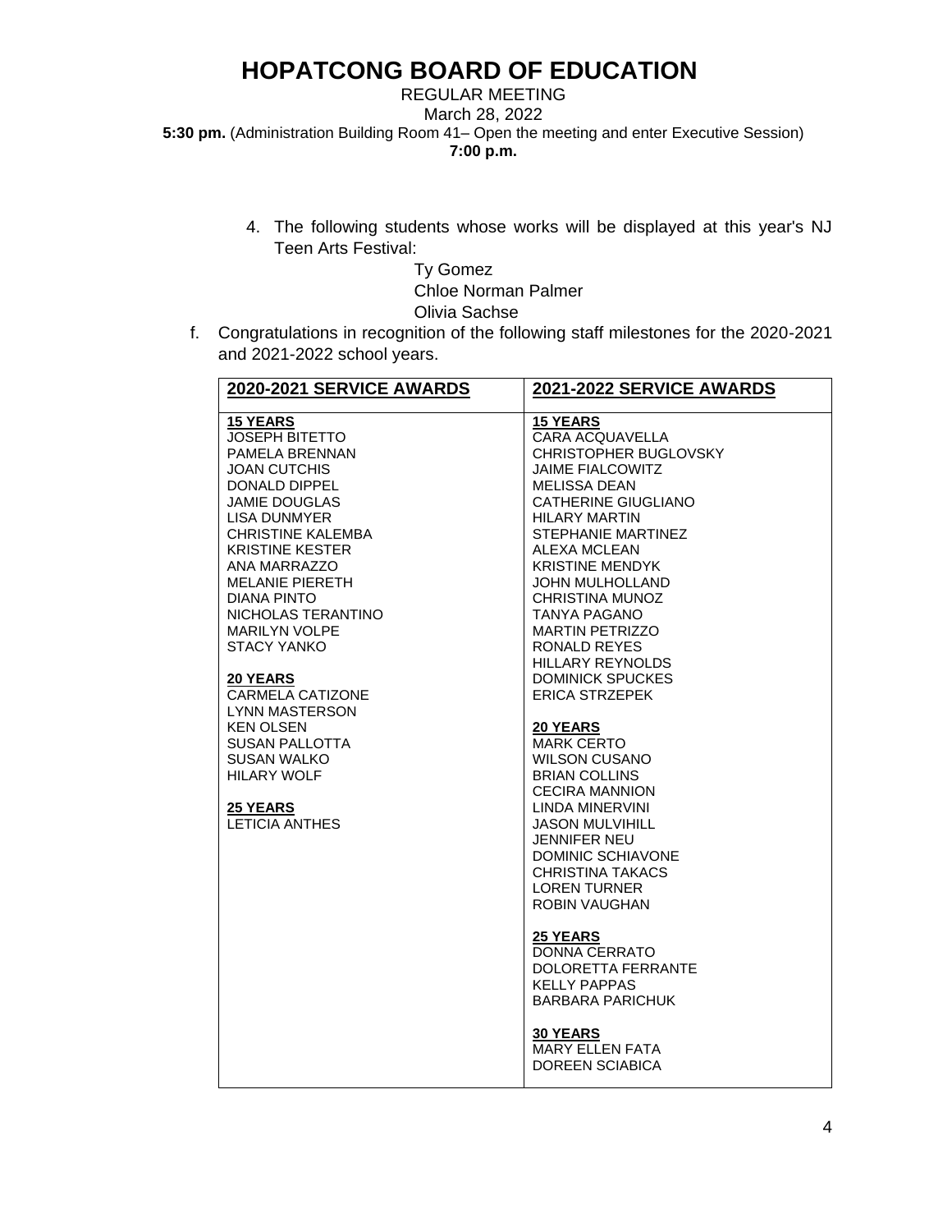4. The following students whose works will be displayed at this year's NJ Teen Arts Festival:

   Ty Gomez
   Chloe Norman Palmer
   Olivia Sachse

f. Congratulations in recognition of the following staff milestones for the 2020-2021 and 2021-2022 school years.

| 2020-2021 SERVICE AWARDS | 2021-2022 SERVICE AWARDS |
|---|---|
| **15 YEARS**<br>JOSEPH BITETTO<br>PAMELA BRENNAN<br>JOAN CUTCHIS<br>DONALD DIPPEL<br>JAMIE DOUGLAS<br>LISA DUNMYER<br>CHRISTINE KALEMBA<br>KRISTINE KESTER<br>ANA MARRAZZO<br>MELANIE PIERETH<br>DIANA PINTO<br>NICHOLAS TERANTINO<br>MARILYN VOLPE<br>STACY YANKO<br><br>**20 YEARS**<br>CARMELA CATIZONE<br>LYNN MASTERSON<br>KEN OLSEN<br>SUSAN PALLOTTA<br>SUSAN WALKO<br>HILARY WOLF<br><br>**25 YEARS**<br>LETICIA ANTHES | **15 YEARS**<br>CARA ACQUAVELLA<br>CHRISTOPHER BUGLOVSKY<br>JAIME FIALCOWITZ<br>MELISSA DEAN<br>CATHERINE GIUGLIANO<br>HILARY MARTIN<br>STEPHANIE MARTINEZ<br>ALEXA MCLEAN<br>KRISTINE MENDYK<br>JOHN MULHOLLAND<br>CHRISTINA MUNOZ<br>TANYA PAGANO<br>MARTIN PETRIZZO<br>RONALD REYES<br>HILLARY REYNOLDS<br>DOMINICK SPUCKES<br>ERICA STRZEPEK<br><br>**20 YEARS**<br>MARK CERTO<br>WILSON CUSANO<br>BRIAN COLLINS<br>CECIRA MANNION<br>LINDA MINERVINI<br>JASON MULVIHILL<br>JENNIFER NEU<br>DOMINIC SCHIAVONE<br>CHRISTINA TAKACS<br>LOREN TURNER<br>ROBIN VAUGHAN<br><br>**25 YEARS**<br>DONNA CERRATO<br>DOLORETTA FERRANTE<br>KELLY PAPPAS<br>BARBARA PARICHUK<br><br>**30 YEARS**<br>MARY ELLEN FATA<br>DOREEN SCIABICA |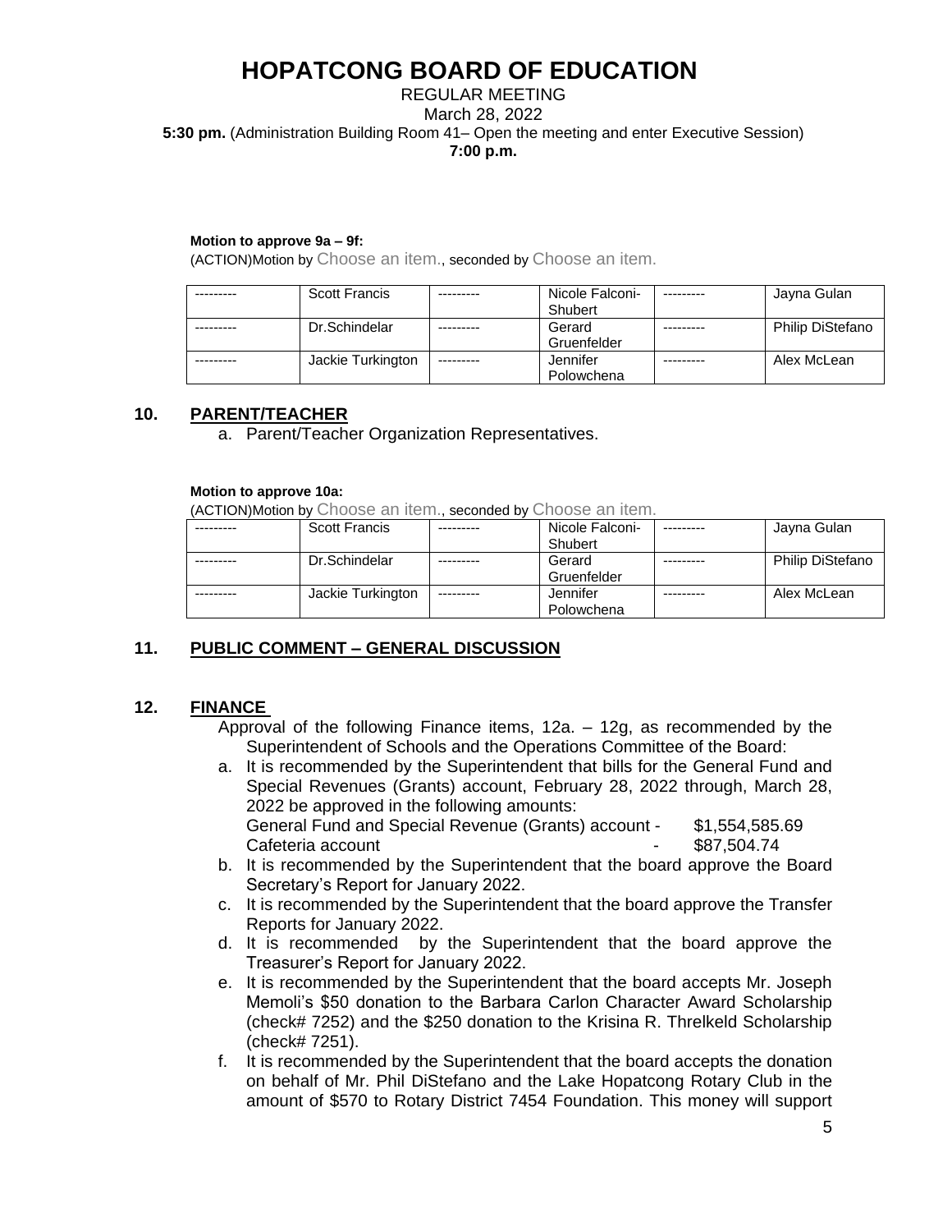# HOPATCONG BOARD OF EDUCATION

REGULAR MEETING
March 28, 2022
**5:30 pm.** (Administration Building Room 41– Open the meeting and enter Executive Session)
**7:00 p.m.**

**Motion to approve 9a – 9f:**
(ACTION)Motion by Choose an item., seconded by Choose an item.

| --------- | Scott Francis | --------- | Nicole Falconi-Shubert | --------- | Jayna Gulan |
|---|---|---|---|---|---|
| --------- | Dr.Schindelar | --------- | Gerard Gruenfelder | --------- | Philip DiStefano |
| --------- | Jackie Turkington | --------- | Jennifer Polowchena | --------- | Alex McLean |

## 10. PARENT/TEACHER

a. Parent/Teacher Organization Representatives.

**Motion to approve 10a:**
(ACTION)Motion by Choose an item., seconded by Choose an item.

| --------- | Scott Francis | --------- | Nicole Falconi-Shubert | --------- | Jayna Gulan |
|---|---|---|---|---|---|
| --------- | Dr.Schindelar | --------- | Gerard Gruenfelder | --------- | Philip DiStefano |
| --------- | Jackie Turkington | --------- | Jennifer Polowchena | --------- | Alex McLean |

## 11. PUBLIC COMMENT – GENERAL DISCUSSION

## 12. FINANCE

Approval of the following Finance items, 12a. – 12g, as recommended by the Superintendent of Schools and the Operations Committee of the Board:

a. It is recommended by the Superintendent that bills for the General Fund and Special Revenues (Grants) account, February 28, 2022 through, March 28, 2022 be approved in the following amounts:
   General Fund and Special Revenue (Grants) account - $1,554,585.69
   Cafeteria account - $87,504.74
b. It is recommended by the Superintendent that the board approve the Board Secretary's Report for January 2022.
c. It is recommended by the Superintendent that the board approve the Transfer Reports for January 2022.
d. It is recommended by the Superintendent that the board approve the Treasurer's Report for January 2022.
e. It is recommended by the Superintendent that the board accepts Mr. Joseph Memoli's $50 donation to the Barbara Carlon Character Award Scholarship (check# 7252) and the $250 donation to the Krisina R. Threlkeld Scholarship (check# 7251).
f. It is recommended by the Superintendent that the board accepts the donation on behalf of Mr. Phil DiStefano and the Lake Hopatcong Rotary Club in the amount of $570 to Rotary District 7454 Foundation. This money will support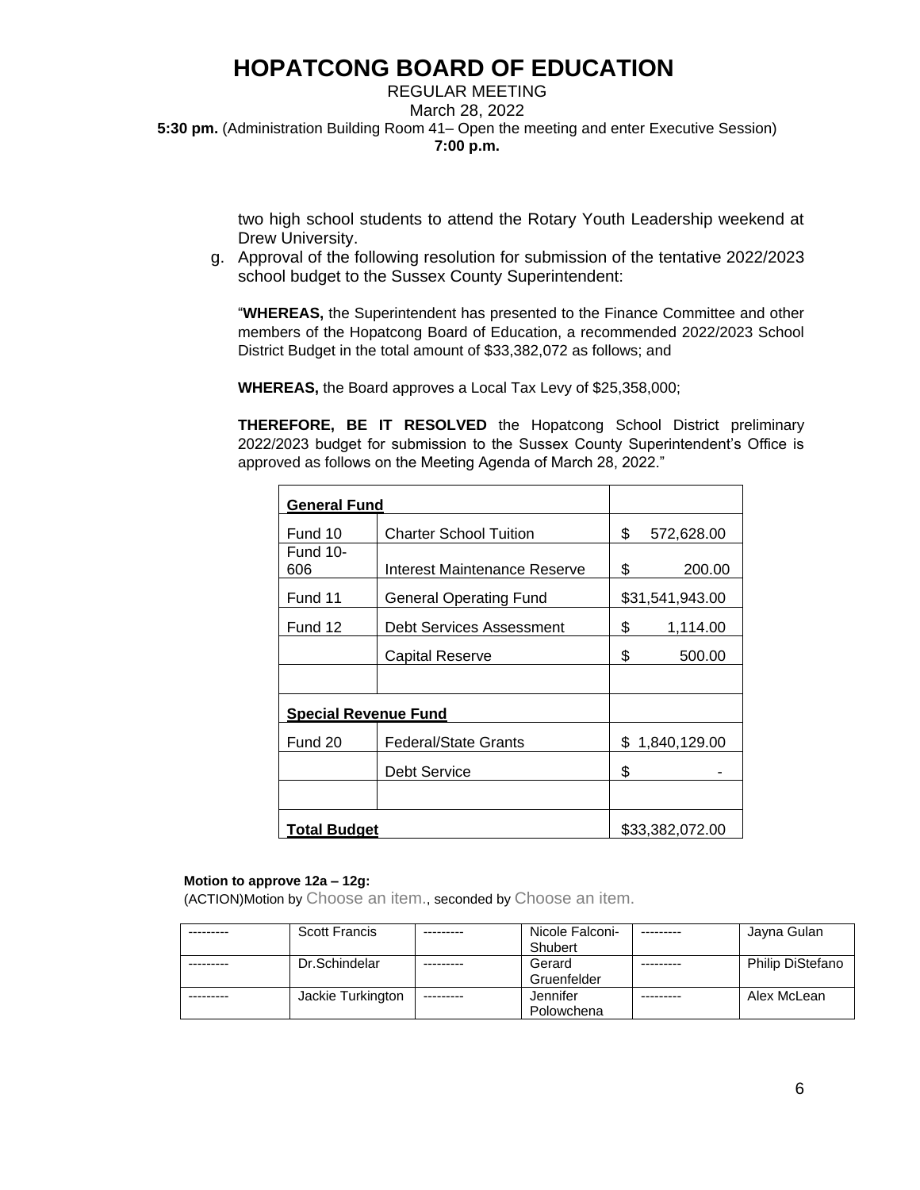two high school students to attend the Rotary Youth Leadership weekend at Drew University.

g. Approval of the following resolution for submission of the tentative 2022/2023 school budget to the Sussex County Superintendent:

"**WHEREAS,** the Superintendent has presented to the Finance Committee and other members of the Hopatcong Board of Education, a recommended 2022/2023 School District Budget in the total amount of $33,382,072 as follows; and

**WHEREAS,** the Board approves a Local Tax Levy of $25,358,000;

**THEREFORE, BE IT RESOLVED** the Hopatcong School District preliminary 2022/2023 budget for submission to the Sussex County Superintendent's Office is approved as follows on the Meeting Agenda of March 28, 2022."

| **General Fund** | | |
|---|---|---|
| Fund 10 | Charter School Tuition | $ 572,628.00 |
| Fund 10-606 | Interest Maintenance Reserve | $ 200.00 |
| Fund 11 | General Operating Fund | $31,541,943.00 |
| Fund 12 | Debt Services Assessment | $ 1,114.00 |
| | Capital Reserve | $ 500.00 |
| | | |
| **Special Revenue Fund** | | |
| Fund 20 | Federal/State Grants | $ 1,840,129.00 |
| | Debt Service | $ - |
| | | |
| **Total Budget** | | $33,382,072.00 |

**Motion to approve 12a – 12g:**
(ACTION)Motion by Choose an item., seconded by Choose an item.

| --------- | Scott Francis | --------- | Nicole Falconi-Shubert | --------- | Jayna Gulan |
|---|---|---|---|---|---|
| --------- | Dr.Schindelar | --------- | Gerard Gruenfelder | --------- | Philip DiStefano |
| --------- | Jackie Turkington | --------- | Jennifer Polowchena | --------- | Alex McLean |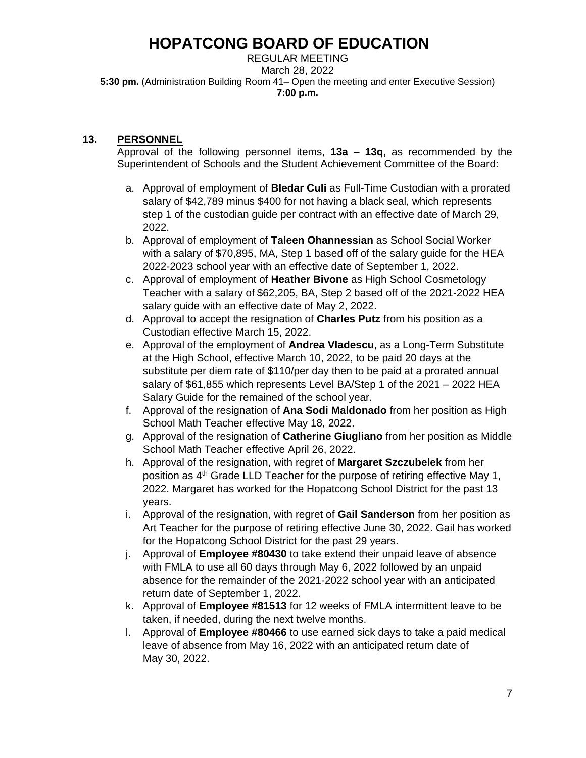# HOPATCONG BOARD OF EDUCATION

REGULAR MEETING
March 28, 2022
**5:30 pm.** (Administration Building Room 41– Open the meeting and enter Executive Session)
**7:00 p.m.**

## 13. PERSONNEL

Approval of the following personnel items, **13a – 13q,** as recommended by the Superintendent of Schools and the Student Achievement Committee of the Board:

a. Approval of employment of **Bledar Culi** as Full-Time Custodian with a prorated salary of $42,789 minus $400 for not having a black seal, which represents step 1 of the custodian guide per contract with an effective date of March 29, 2022.
b. Approval of employment of **Taleen Ohannessian** as School Social Worker with a salary of $70,895, MA, Step 1 based off of the salary guide for the HEA 2022-2023 school year with an effective date of September 1, 2022.
c. Approval of employment of **Heather Bivone** as High School Cosmetology Teacher with a salary of $62,205, BA, Step 2 based off of the 2021-2022 HEA salary guide with an effective date of May 2, 2022.
d. Approval to accept the resignation of **Charles Putz** from his position as a Custodian effective March 15, 2022.
e. Approval of the employment of **Andrea Vladescu**, as a Long-Term Substitute at the High School, effective March 10, 2022, to be paid 20 days at the substitute per diem rate of $110/per day then to be paid at a prorated annual salary of $61,855 which represents Level BA/Step 1 of the 2021 – 2022 HEA Salary Guide for the remained of the school year.
f. Approval of the resignation of **Ana Sodi Maldonado** from her position as High School Math Teacher effective May 18, 2022.
g. Approval of the resignation of **Catherine Giugliano** from her position as Middle School Math Teacher effective April 26, 2022.
h. Approval of the resignation, with regret of **Margaret Szczubelek** from her position as 4th Grade LLD Teacher for the purpose of retiring effective May 1, 2022. Margaret has worked for the Hopatcong School District for the past 13 years.
i. Approval of the resignation, with regret of **Gail Sanderson** from her position as Art Teacher for the purpose of retiring effective June 30, 2022. Gail has worked for the Hopatcong School District for the past 29 years.
j. Approval of **Employee #80430** to take extend their unpaid leave of absence with FMLA to use all 60 days through May 6, 2022 followed by an unpaid absence for the remainder of the 2021-2022 school year with an anticipated return date of September 1, 2022.
k. Approval of **Employee #81513** for 12 weeks of FMLA intermittent leave to be taken, if needed, during the next twelve months.
l. Approval of **Employee #80466** to use earned sick days to take a paid medical leave of absence from May 16, 2022 with an anticipated return date of May 30, 2022.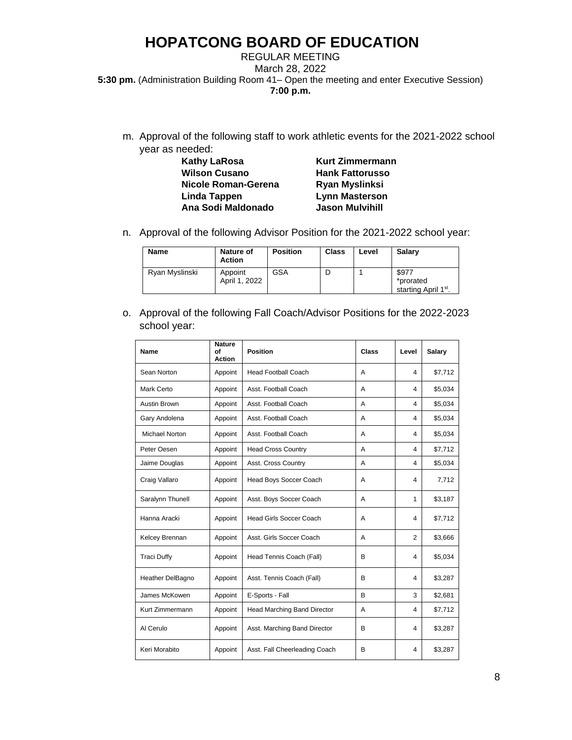m. Approval of the following staff to work athletic events for the 2021-2022 school year as needed:

**Kathy LaRosa**
**Wilson Cusano**
**Nicole Roman-Gerena**
**Linda Tappen**
**Ana Sodi Maldonado**
**Kurt Zimmermann**
**Hank Fattorusso**
**Ryan Myslinksi**
**Lynn Masterson**
**Jason Mulvihill**

n. Approval of the following Advisor Position for the 2021-2022 school year:

| Name | Nature of Action | Position | Class | Level | Salary |
|---|---|---|---|---|---|
| Ryan Myslinski | Appoint April 1, 2022 | GSA | D | 1 | $977 *prorated starting April 1st. |

o. Approval of the following Fall Coach/Advisor Positions for the 2022-2023 school year:

| Name | Nature of Action | Position | Class | Level | Salary |
|---|---|---|---|---|---|
| Sean Norton | Appoint | Head Football Coach | A | 4 | $7,712 |
| Mark Certo | Appoint | Asst. Football Coach | A | 4 | $5,034 |
| Austin Brown | Appoint | Asst. Football Coach | A | 4 | $5,034 |
| Gary Andolena | Appoint | Asst. Football Coach | A | 4 | $5,034 |
| Michael Norton | Appoint | Asst. Football Coach | A | 4 | $5,034 |
| Peter Oesen | Appoint | Head Cross Country | A | 4 | $7,712 |
| Jaime Douglas | Appoint | Asst. Cross Country | A | 4 | $5,034 |
| Craig Vallaro | Appoint | Head Boys Soccer Coach | A | 4 | 7,712 |
| Saralynn Thunell | Appoint | Asst. Boys Soccer Coach | A | 1 | $3,187 |
| Hanna Aracki | Appoint | Head Girls Soccer Coach | A | 4 | $7,712 |
| Kelcey Brennan | Appoint | Asst. Girls Soccer Coach | A | 2 | $3,666 |
| Traci Duffy | Appoint | Head Tennis Coach (Fall) | B | 4 | $5,034 |
| Heather DelBagno | Appoint | Asst. Tennis Coach (Fall) | B | 4 | $3,287 |
| James McKowen | Appoint | E-Sports - Fall | B | 3 | $2,681 |
| Kurt Zimmermann | Appoint | Head Marching Band Director | A | 4 | $7,712 |
| Al Cerulo | Appoint | Asst. Marching Band Director | B | 4 | $3,287 |
| Keri Morabito | Appoint | Asst. Fall Cheerleading Coach | B | 4 | $3,287 |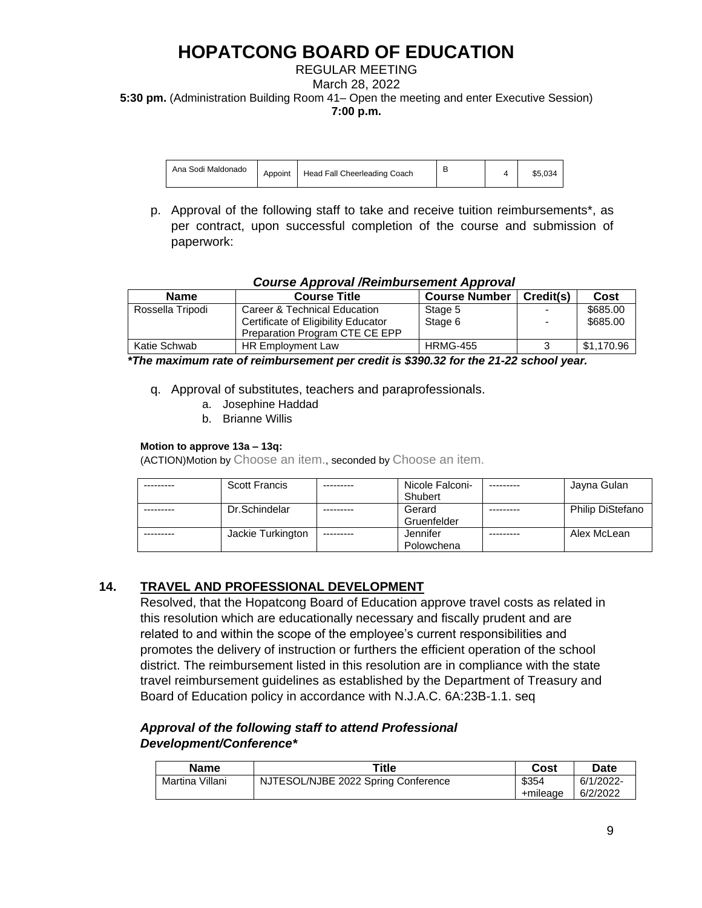# HOPATCONG BOARD OF EDUCATION

REGULAR MEETING
March 28, 2022
**5:30 pm.** (Administration Building Room 41– Open the meeting and enter Executive Session)
**7:00 p.m.**

| Ana Sodi Maldonado | Appoint | Head Fall Cheerleading Coach | B | 4 | $5,034 |
|---|---|---|---|---|---|

p. Approval of the following staff to take and receive tuition reimbursements*, as per contract, upon successful completion of the course and submission of paperwork:

***Course Approval /Reimbursement Approval***

| Name | Course Title | Course Number | Credit(s) | Cost |
|---|---|---|---|---|
| Rossella Tripodi | Career & Technical Education Certificate of Eligibility Educator Preparation Program CTE CE EPP | Stage 5<br>Stage 6 | -<br>- | $685.00<br>$685.00 |
| Katie Schwab | HR Employment Law | HRMG-455 | 3 | $1,170.96 |

***The maximum rate of reimbursement per credit is $390.32 for the 21-22 school year.***

q. Approval of substitutes, teachers and paraprofessionals.
   a. Josephine Haddad
   b. Brianne Willis

**Motion to approve 13a – 13q:**
(ACTION)Motion by Choose an item., seconded by Choose an item.

| --------- | Scott Francis | --------- | Nicole Falconi-Shubert | --------- | Jayna Gulan |
|---|---|---|---|---|---|
| --------- | Dr.Schindelar | --------- | Gerard Gruenfelder | --------- | Philip DiStefano |
| --------- | Jackie Turkington | --------- | Jennifer Polowchena | --------- | Alex McLean |

## 14. TRAVEL AND PROFESSIONAL DEVELOPMENT

Resolved, that the Hopatcong Board of Education approve travel costs as related in this resolution which are educationally necessary and fiscally prudent and are related to and within the scope of the employee's current responsibilities and promotes the delivery of instruction or furthers the efficient operation of the school district. The reimbursement listed in this resolution are in compliance with the state travel reimbursement guidelines as established by the Department of Treasury and Board of Education policy in accordance with N.J.A.C. 6A:23B-1.1. seq

***Approval of the following staff to attend Professional Development/Conference****

| Name | Title | Cost | Date |
|---|---|---|---|
| Martina Villani | NJTESOL/NJBE 2022 Spring Conference | $354 +mileage | 6/1/2022-6/2/2022 |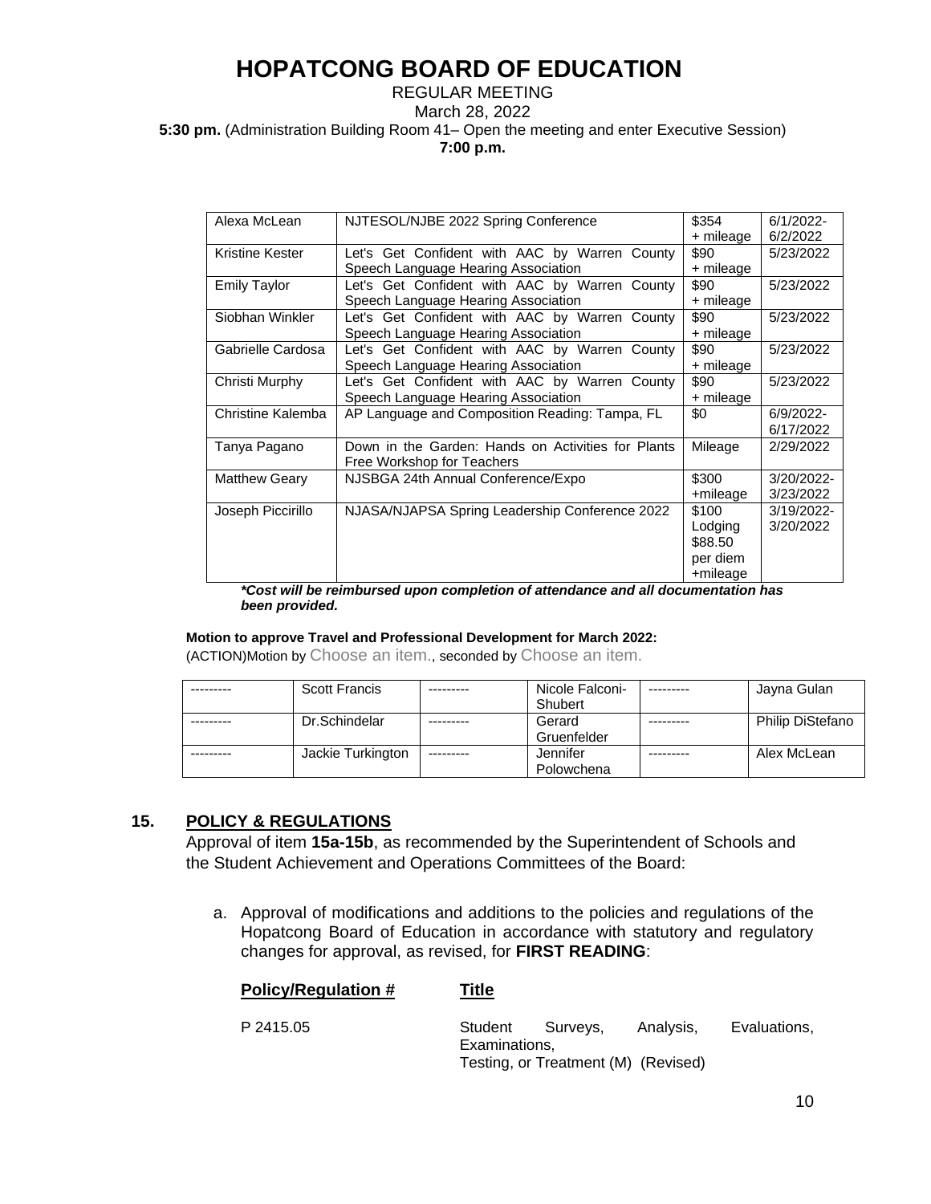# HOPATCONG BOARD OF EDUCATION

REGULAR MEETING
March 28, 2022
**5:30 pm.** (Administration Building Room 41– Open the meeting and enter Executive Session)
**7:00 p.m.**

| | | | |
|---|---|---|---|
| Alexa McLean | NJTESOL/NJBE 2022 Spring Conference | $354 + mileage | 6/1/2022-6/2/2022 |
| Kristine Kester | Let's Get Confident with AAC by Warren County Speech Language Hearing Association | $90 + mileage | 5/23/2022 |
| Emily Taylor | Let's Get Confident with AAC by Warren County Speech Language Hearing Association | $90 + mileage | 5/23/2022 |
| Siobhan Winkler | Let's Get Confident with AAC by Warren County Speech Language Hearing Association | $90 + mileage | 5/23/2022 |
| Gabrielle Cardosa | Let's Get Confident with AAC by Warren County Speech Language Hearing Association | $90 + mileage | 5/23/2022 |
| Christi Murphy | Let's Get Confident with AAC by Warren County Speech Language Hearing Association | $90 + mileage | 5/23/2022 |
| Christine Kalemba | AP Language and Composition Reading: Tampa, FL | $0 | 6/9/2022-6/17/2022 |
| Tanya Pagano | Down in the Garden: Hands on Activities for Plants Free Workshop for Teachers | Mileage | 2/29/2022 |
| Matthew Geary | NJSBGA 24th Annual Conference/Expo | $300 +mileage | 3/20/2022-3/23/2022 |
| Joseph Piccirillo | NJASA/NJAPSA Spring Leadership Conference 2022 | $100 Lodging $88.50 per diem +mileage | 3/19/2022-3/20/2022 |

***Cost will be reimbursed upon completion of attendance and all documentation has been provided.**

**Motion to approve Travel and Professional Development for March 2022:**
(ACTION)Motion by Choose an item., seconded by Choose an item.

| | | | | | |
|---|---|---|---|---|---|
| --------- | Scott Francis | --------- | Nicole Falconi-Shubert | --------- | Jayna Gulan |
| --------- | Dr.Schindelar | --------- | Gerard Gruenfelder | --------- | Philip DiStefano |
| --------- | Jackie Turkington | --------- | Jennifer Polowchena | --------- | Alex McLean |

## 15. POLICY & REGULATIONS

Approval of item **15a-15b**, as recommended by the Superintendent of Schools and the Student Achievement and Operations Committees of the Board:

a. Approval of modifications and additions to the policies and regulations of the Hopatcong Board of Education in accordance with statutory and regulatory changes for approval, as revised, for **FIRST READING**:

| Policy/Regulation # | Title |
|---|---|
| P 2415.05 | Student Surveys, Analysis, Evaluations, Examinations, Testing, or Treatment (M) (Revised) |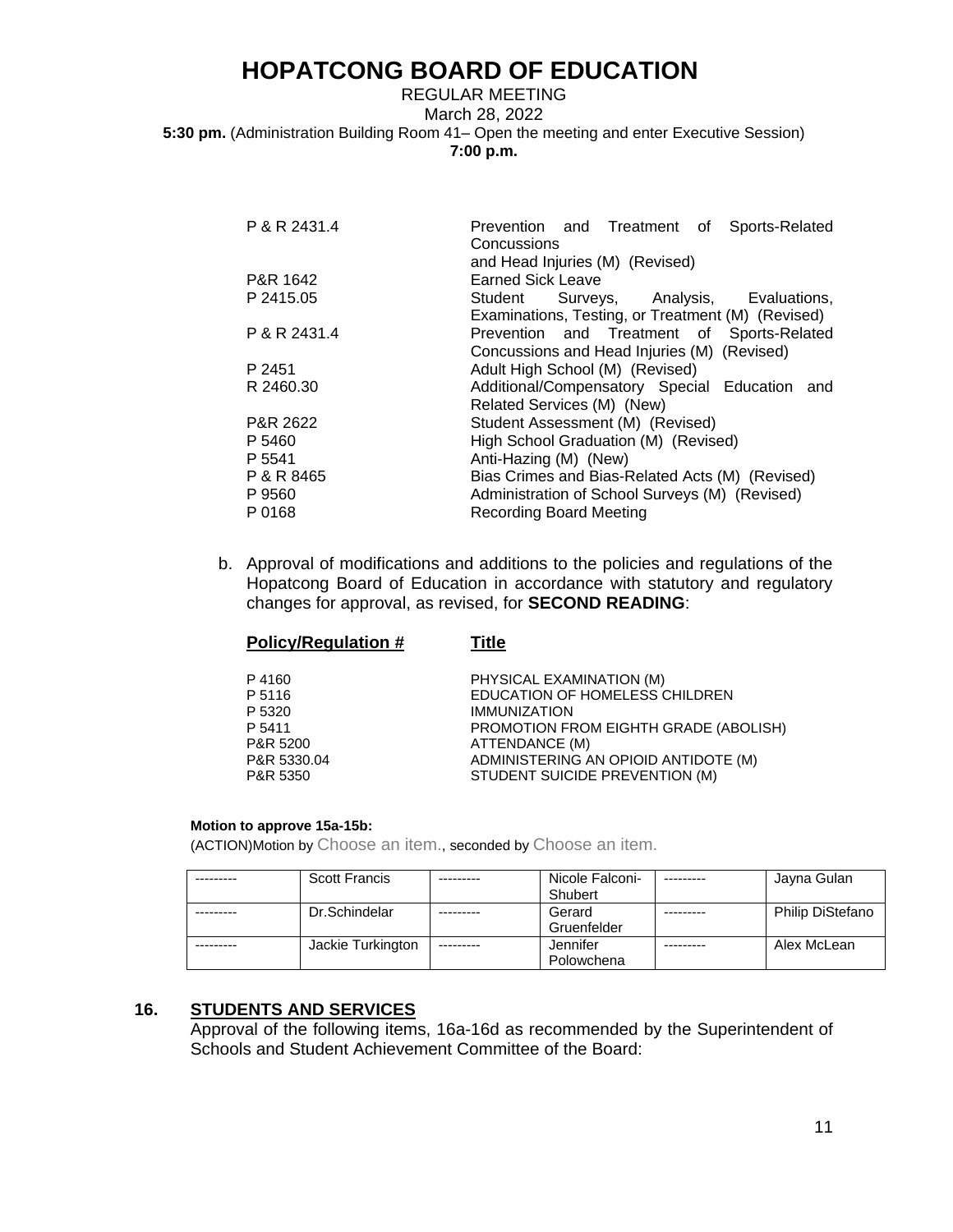# HOPATCONG BOARD OF EDUCATION

REGULAR MEETING
March 28, 2022
**5:30 pm.** (Administration Building Room 41– Open the meeting and enter Executive Session)
**7:00 p.m.**

| | |
|---|---|
| P & R 2431.4 | Prevention and Treatment of Sports-Related Concussions and Head Injuries (M) (Revised) |
| P&R 1642 | Earned Sick Leave |
| P 2415.05 | Student Surveys, Analysis, Evaluations, Examinations, Testing, or Treatment (M) (Revised) |
| P & R 2431.4 | Prevention and Treatment of Sports-Related Concussions and Head Injuries (M) (Revised) |
| P 2451 | Adult High School (M) (Revised) |
| R 2460.30 | Additional/Compensatory Special Education and Related Services (M) (New) |
| P&R 2622 | Student Assessment (M) (Revised) |
| P 5460 | High School Graduation (M) (Revised) |
| P 5541 | Anti-Hazing (M) (New) |
| P & R 8465 | Bias Crimes and Bias-Related Acts (M) (Revised) |
| P 9560 | Administration of School Surveys (M) (Revised) |
| P 0168 | Recording Board Meeting |

b. Approval of modifications and additions to the policies and regulations of the Hopatcong Board of Education in accordance with statutory and regulatory changes for approval, as revised, for **SECOND READING**:

| **Policy/Regulation #** | **Title** |
|---|---|
| P 4160 | PHYSICAL EXAMINATION (M) |
| P 5116 | EDUCATION OF HOMELESS CHILDREN |
| P 5320 | IMMUNIZATION |
| P 5411 | PROMOTION FROM EIGHTH GRADE (ABOLISH) |
| P&R 5200 | ATTENDANCE (M) |
| P&R 5330.04 | ADMINISTERING AN OPIOID ANTIDOTE (M) |
| P&R 5350 | STUDENT SUICIDE PREVENTION (M) |

**Motion to approve 15a-15b:**
(ACTION)Motion by Choose an item., seconded by Choose an item.

| | | | | | |
|---|---|---|---|---|---|
| --------- | Scott Francis | --------- | Nicole Falconi-Shubert | --------- | Jayna Gulan |
| --------- | Dr.Schindelar | --------- | Gerard Gruenfelder | --------- | Philip DiStefano |
| --------- | Jackie Turkington | --------- | Jennifer Polowchena | --------- | Alex McLean |

## 16. STUDENTS AND SERVICES

Approval of the following items, 16a-16d as recommended by the Superintendent of Schools and Student Achievement Committee of the Board: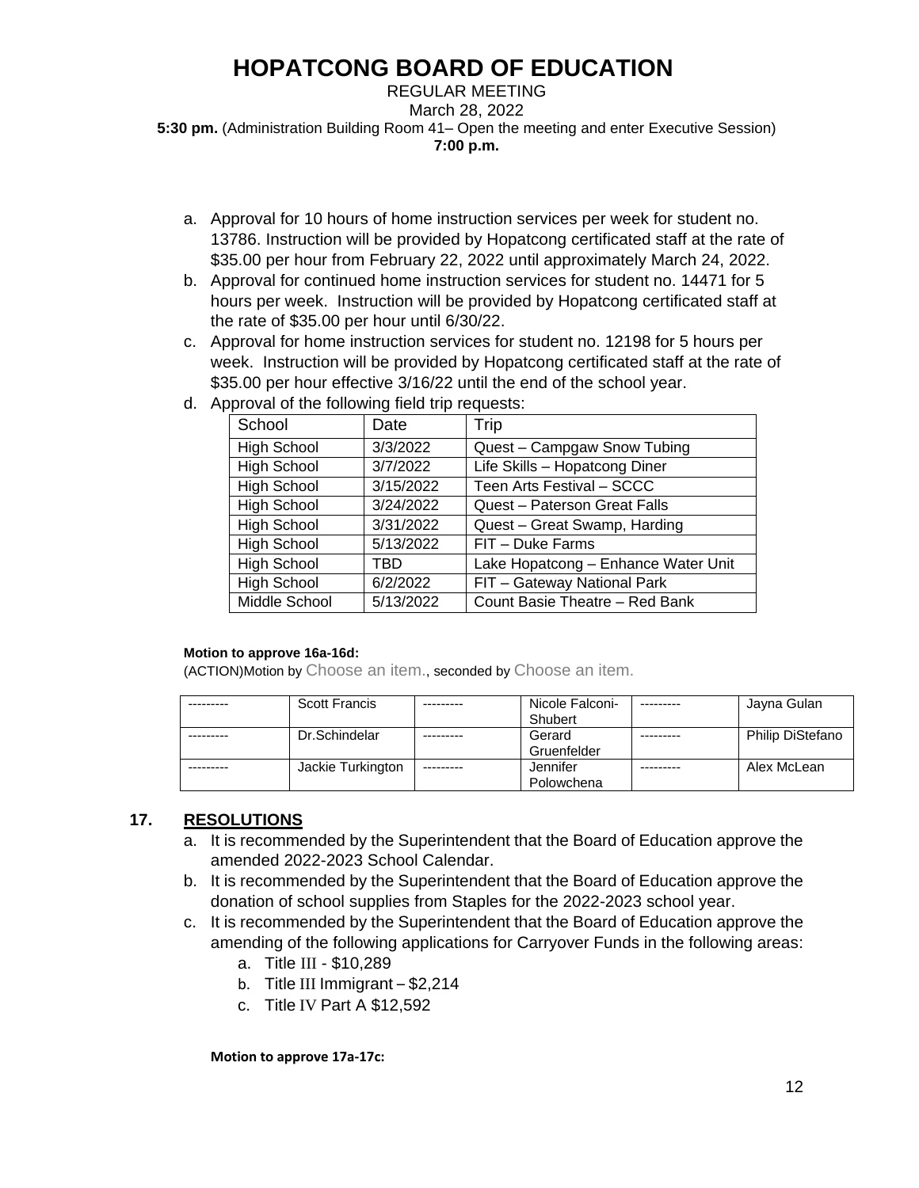# HOPATCONG BOARD OF EDUCATION

REGULAR MEETING
March 28, 2022
**5:30 pm.** (Administration Building Room 41– Open the meeting and enter Executive Session)
**7:00 p.m.**

a. Approval for 10 hours of home instruction services per week for student no. 13786. Instruction will be provided by Hopatcong certificated staff at the rate of $35.00 per hour from February 22, 2022 until approximately March 24, 2022.
b. Approval for continued home instruction services for student no. 14471 for 5 hours per week. Instruction will be provided by Hopatcong certificated staff at the rate of $35.00 per hour until 6/30/22.
c. Approval for home instruction services for student no. 12198 for 5 hours per week. Instruction will be provided by Hopatcong certificated staff at the rate of $35.00 per hour effective 3/16/22 until the end of the school year.
d. Approval of the following field trip requests:

| School | Date | Trip |
| --- | --- | --- |
| High School | 3/3/2022 | Quest – Campgaw Snow Tubing |
| High School | 3/7/2022 | Life Skills – Hopatcong Diner |
| High School | 3/15/2022 | Teen Arts Festival – SCCC |
| High School | 3/24/2022 | Quest – Paterson Great Falls |
| High School | 3/31/2022 | Quest – Great Swamp, Harding |
| High School | 5/13/2022 | FIT – Duke Farms |
| High School | TBD | Lake Hopatcong – Enhance Water Unit |
| High School | 6/2/2022 | FIT – Gateway National Park |
| Middle School | 5/13/2022 | Count Basie Theatre – Red Bank |

**Motion to approve 16a-16d:**
(ACTION)Motion by Choose an item., seconded by Choose an item.

| --------- | Scott Francis | --------- | Nicole Falconi-Shubert | --------- | Jayna Gulan |
| --- | --- | --- | --- | --- | --- |
| --------- | Dr.Schindelar | --------- | Gerard Gruenfelder | --------- | Philip DiStefano |
| --------- | Jackie Turkington | --------- | Jennifer Polowchena | --------- | Alex McLean |

## 17. RESOLUTIONS

a. It is recommended by the Superintendent that the Board of Education approve the amended 2022-2023 School Calendar.
b. It is recommended by the Superintendent that the Board of Education approve the donation of school supplies from Staples for the 2022-2023 school year.
c. It is recommended by the Superintendent that the Board of Education approve the amending of the following applications for Carryover Funds in the following areas:
   a. Title III - $10,289
   b. Title III Immigrant – $2,214
   c. Title IV Part A $12,592

**Motion to approve 17a-17c:**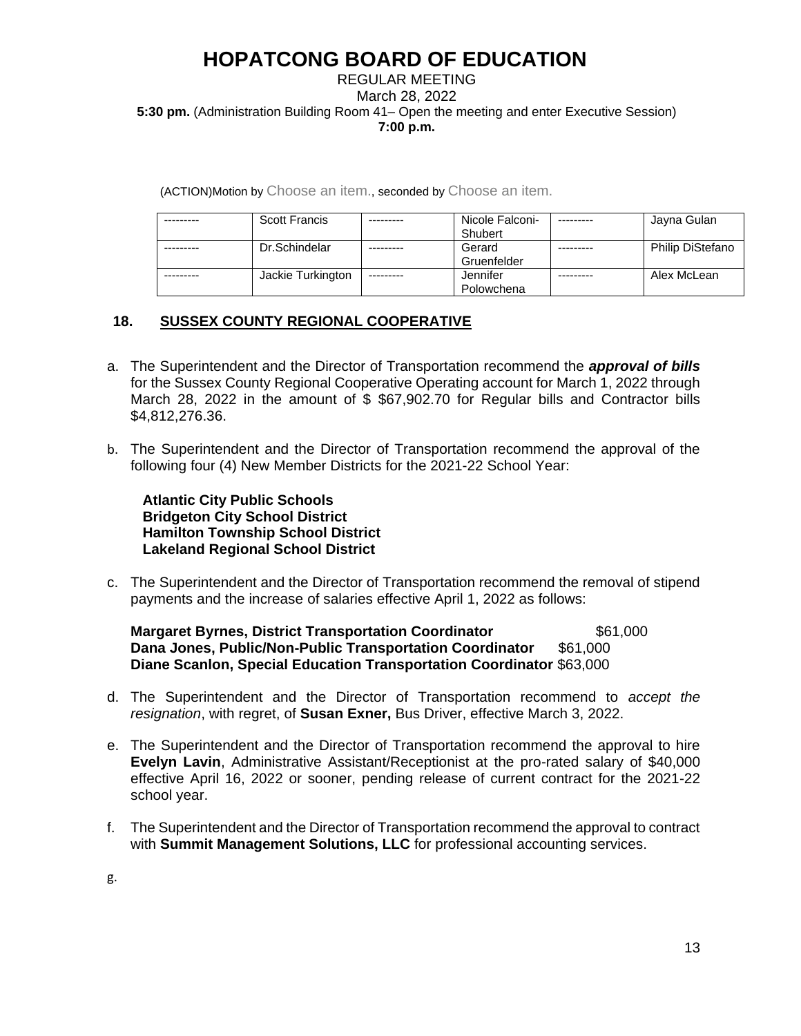# HOPATCONG BOARD OF EDUCATION

REGULAR MEETING
March 28, 2022
**5:30 pm.** (Administration Building Room 41– Open the meeting and enter Executive Session)
**7:00 p.m.**

(ACTION)Motion by Choose an item., seconded by Choose an item.

| --------- | Scott Francis | --------- | Nicole Falconi-Shubert | --------- | Jayna Gulan |
|---|---|---|---|---|---|
| --------- | Dr.Schindelar | --------- | Gerard Gruenfelder | --------- | Philip DiStefano |
| --------- | Jackie Turkington | --------- | Jennifer Polowchena | --------- | Alex McLean |

## 18. SUSSEX COUNTY REGIONAL COOPERATIVE

a. The Superintendent and the Director of Transportation recommend the ***approval of bills*** for the Sussex County Regional Cooperative Operating account for March 1, 2022 through March 28, 2022 in the amount of $ $67,902.70 for Regular bills and Contractor bills $4,812,276.36.

b. The Superintendent and the Director of Transportation recommend the approval of the following four (4) New Member Districts for the 2021-22 School Year:

**Atlantic City Public Schools**
**Bridgeton City School District**
**Hamilton Township School District**
**Lakeland Regional School District**

c. The Superintendent and the Director of Transportation recommend the removal of stipend payments and the increase of salaries effective April 1, 2022 as follows:

**Margaret Byrnes, District Transportation Coordinator** $61,000
**Dana Jones, Public/Non-Public Transportation Coordinator** $61,000
**Diane Scanlon, Special Education Transportation Coordinator** $63,000

d. The Superintendent and the Director of Transportation recommend to *accept the resignation*, with regret, of **Susan Exner,** Bus Driver, effective March 3, 2022.

e. The Superintendent and the Director of Transportation recommend the approval to hire **Evelyn Lavin**, Administrative Assistant/Receptionist at the pro-rated salary of $40,000 effective April 16, 2022 or sooner, pending release of current contract for the 2021-22 school year.

f. The Superintendent and the Director of Transportation recommend the approval to contract with **Summit Management Solutions, LLC** for professional accounting services.

g.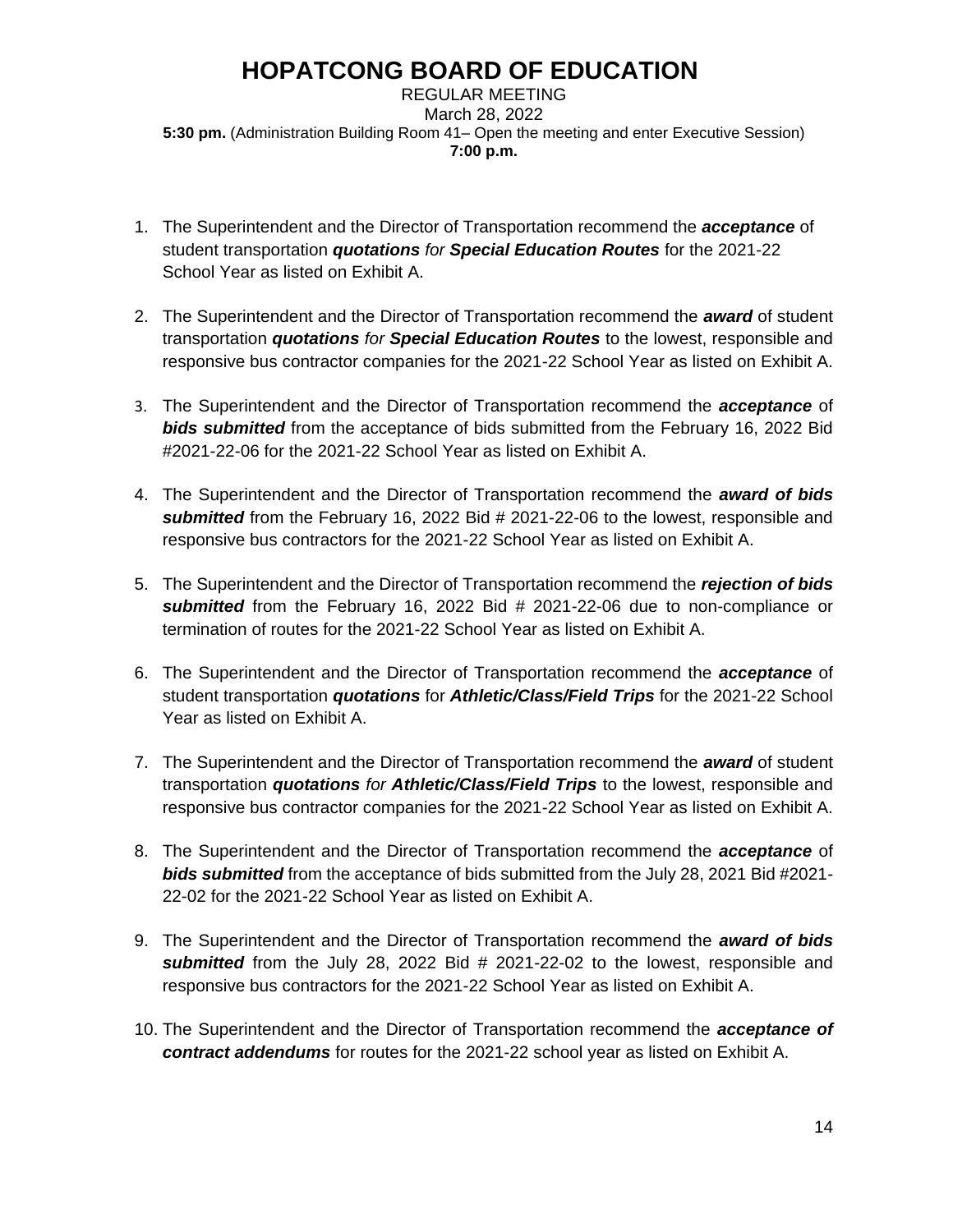# HOPATCONG BOARD OF EDUCATION

REGULAR MEETING
March 28, 2022
**5:30 pm.** (Administration Building Room 41– Open the meeting and enter Executive Session)
**7:00 p.m.**

1. The Superintendent and the Director of Transportation recommend the ***acceptance*** of student transportation ***quotations*** *for* ***Special Education Routes*** for the 2021-22 School Year as listed on Exhibit A.
2. The Superintendent and the Director of Transportation recommend the ***award*** of student transportation ***quotations*** *for* ***Special Education Routes*** to the lowest, responsible and responsive bus contractor companies for the 2021-22 School Year as listed on Exhibit A.
3. The Superintendent and the Director of Transportation recommend the ***acceptance*** of ***bids submitted*** from the acceptance of bids submitted from the February 16, 2022 Bid #2021-22-06 for the 2021-22 School Year as listed on Exhibit A.
4. The Superintendent and the Director of Transportation recommend the ***award of bids submitted*** from the February 16, 2022 Bid # 2021-22-06 to the lowest, responsible and responsive bus contractors for the 2021-22 School Year as listed on Exhibit A.
5. The Superintendent and the Director of Transportation recommend the ***rejection of bids submitted*** from the February 16, 2022 Bid # 2021-22-06 due to non-compliance or termination of routes for the 2021-22 School Year as listed on Exhibit A.
6. The Superintendent and the Director of Transportation recommend the ***acceptance*** of student transportation ***quotations*** for ***Athletic/Class/Field Trips*** for the 2021-22 School Year as listed on Exhibit A.
7. The Superintendent and the Director of Transportation recommend the ***award*** of student transportation ***quotations*** *for* ***Athletic/Class/Field Trips*** to the lowest, responsible and responsive bus contractor companies for the 2021-22 School Year as listed on Exhibit A.
8. The Superintendent and the Director of Transportation recommend the ***acceptance*** of ***bids submitted*** from the acceptance of bids submitted from the July 28, 2021 Bid #2021-22-02 for the 2021-22 School Year as listed on Exhibit A.
9. The Superintendent and the Director of Transportation recommend the ***award of bids submitted*** from the July 28, 2022 Bid # 2021-22-02 to the lowest, responsible and responsive bus contractors for the 2021-22 School Year as listed on Exhibit A.
10. The Superintendent and the Director of Transportation recommend the ***acceptance of contract addendums*** for routes for the 2021-22 school year as listed on Exhibit A.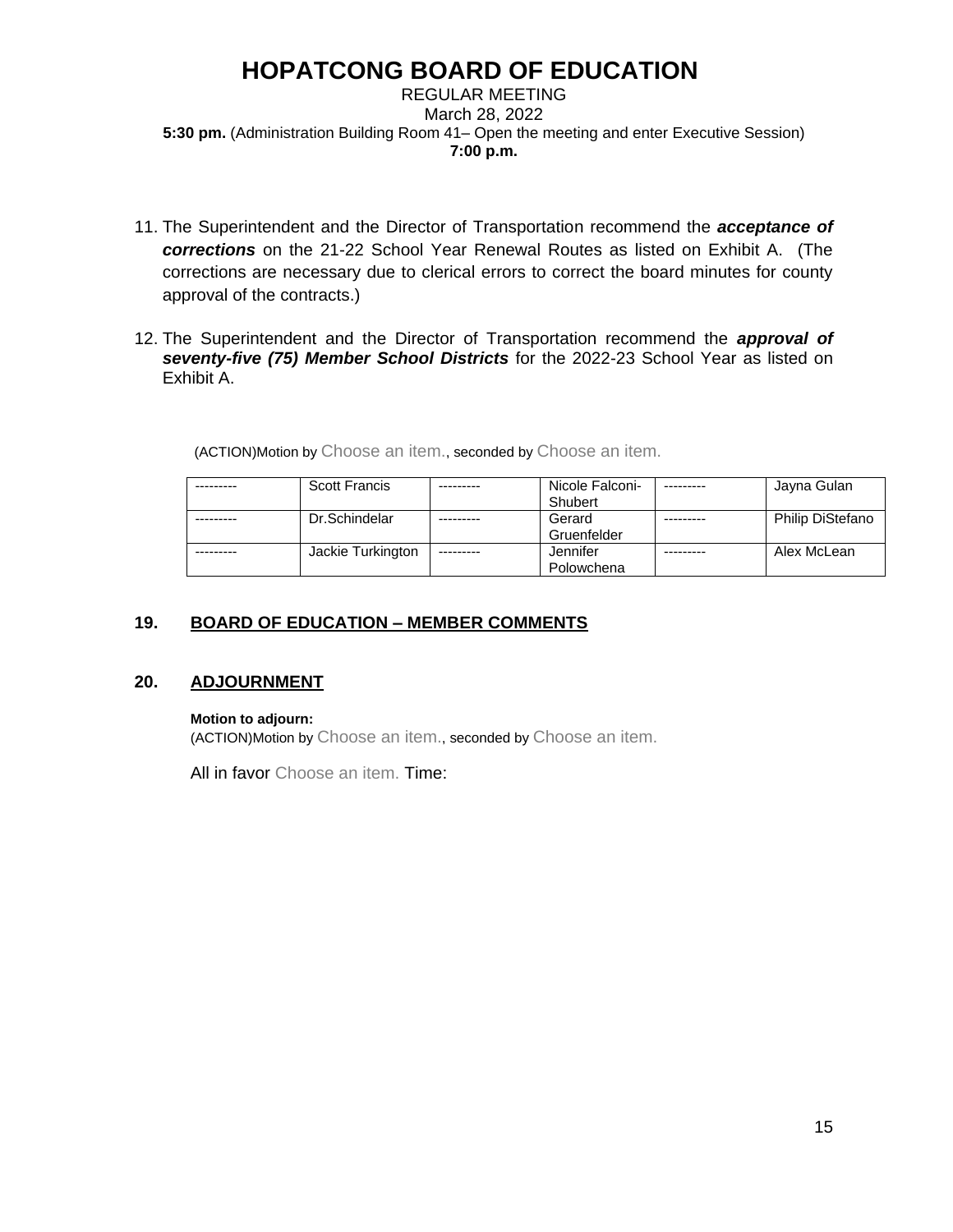# HOPATCONG BOARD OF EDUCATION

REGULAR MEETING
March 28, 2022
**5:30 pm.** (Administration Building Room 41– Open the meeting and enter Executive Session)
**7:00 p.m.**

11. The Superintendent and the Director of Transportation recommend the ***acceptance of corrections*** on the 21-22 School Year Renewal Routes as listed on Exhibit A. (The corrections are necessary due to clerical errors to correct the board minutes for county approval of the contracts.)

12. The Superintendent and the Director of Transportation recommend the ***approval of seventy-five (75) Member School Districts*** for the 2022-23 School Year as listed on Exhibit A.

(ACTION)Motion by Choose an item., seconded by Choose an item.

| | | | | | |
|---|---|---|---|---|---|
| --------- | Scott Francis | --------- | Nicole Falconi-Shubert | --------- | Jayna Gulan |
| --------- | Dr.Schindelar | --------- | Gerard Gruenfelder | --------- | Philip DiStefano |
| --------- | Jackie Turkington | --------- | Jennifer Polowchena | --------- | Alex McLean |

## 19. BOARD OF EDUCATION – MEMBER COMMENTS

## 20. ADJOURNMENT

**Motion to adjourn:**
(ACTION)Motion by Choose an item., seconded by Choose an item.

All in favor Choose an item. Time: